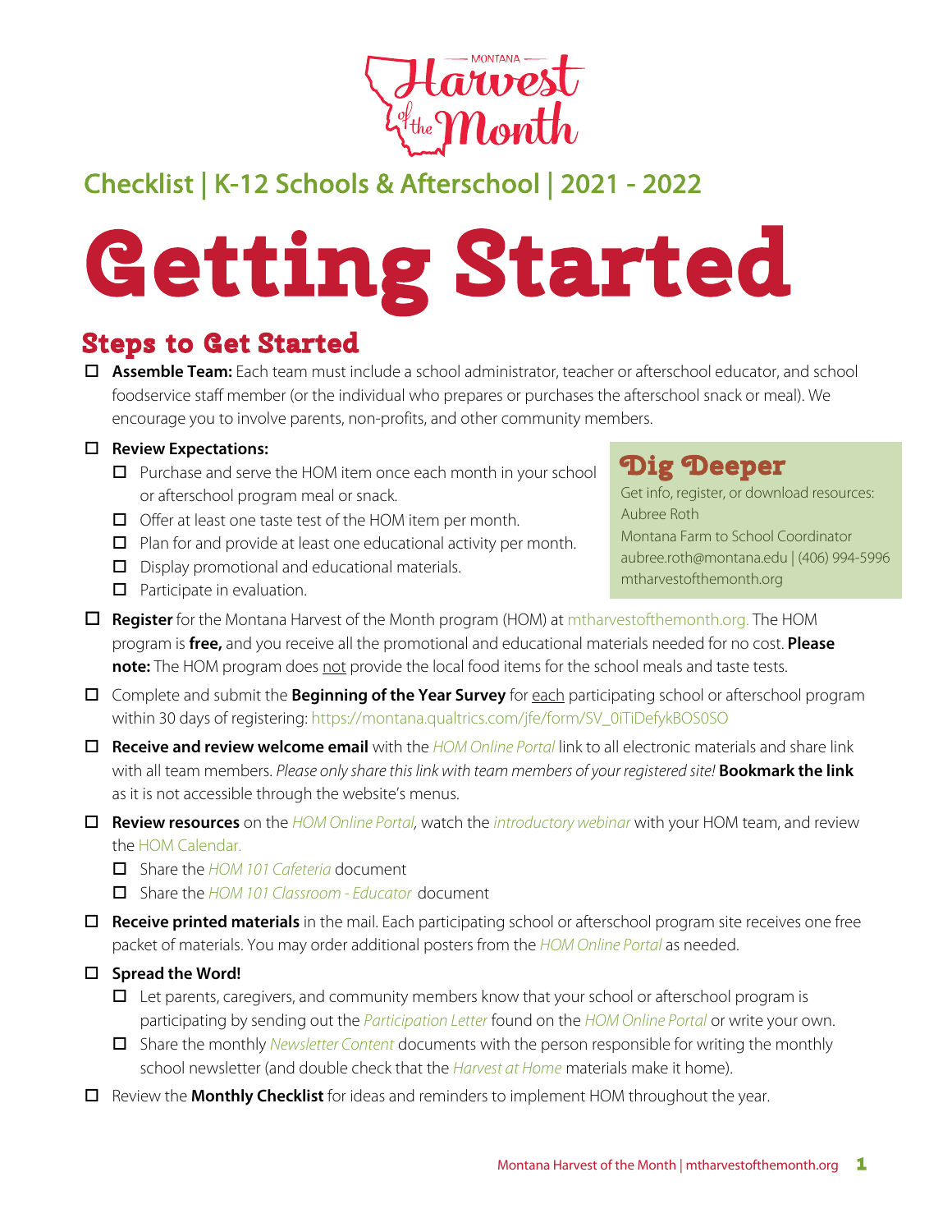Montana Harvest of the Month

## Checklist | K-12 Schools & Afterschool | 2021 - 2022

# Getting Started

## Steps to Get Started

- ☐ **Assemble Team:** Each team must include a school administrator, teacher or afterschool educator, and school foodservice staff member (or the individual who prepares or purchases the afterschool snack or meal). We encourage you to involve parents, non-profits, and other community members.
- ☐ **Review Expectations:**
  - ☐ Purchase and serve the HOM item once each month in your school or afterschool program meal or snack.
  - ☐ Offer at least one taste test of the HOM item per month.
  - ☐ Plan for and provide at least one educational activity per month.
  - ☐ Display promotional and educational materials.
  - ☐ Participate in evaluation.

> ### Dig Deeper
> Get info, register, or download resources:
> Aubree Roth
> Montana Farm to School Coordinator
> aubree.roth@montana.edu | (406) 994-5996
> mtharvestofthemonth.org

- ☐ **Register** for the Montana Harvest of the Month program (HOM) at mtharvestofthemonth.org. The HOM program is **free,** and you receive all the promotional and educational materials needed for no cost. **Please note:** The HOM program does not provide the local food items for the school meals and taste tests.
- ☐ Complete and submit the **Beginning of the Year Survey** for each participating school or afterschool program within 30 days of registering: https://montana.qualtrics.com/jfe/form/SV_0iTiDefykBOS0SO
- ☐ **Receive and review welcome email** with the *HOM Online Portal* link to all electronic materials and share link with all team members. *Please only share this link with team members of your registered site!* **Bookmark the link** as it is not accessible through the website's menus.
- ☐ **Review resources** on the *HOM Online Portal,* watch the *introductory webinar* with your HOM team, and review the HOM Calendar.
  - ☐ Share the *HOM 101 Cafeteria* document
  - ☐ Share the *HOM 101 Classroom - Educator* document
- ☐ **Receive printed materials** in the mail. Each participating school or afterschool program site receives one free packet of materials. You may order additional posters from the *HOM Online Portal* as needed.
- ☐ **Spread the Word!**
  - ☐ Let parents, caregivers, and community members know that your school or afterschool program is participating by sending out the *Participation Letter* found on the *HOM Online Portal* or write your own.
  - ☐ Share the monthly *Newsletter Content* documents with the person responsible for writing the monthly school newsletter (and double check that the *Harvest at Home* materials make it home).
- ☐ Review the **Monthly Checklist** for ideas and reminders to implement HOM throughout the year.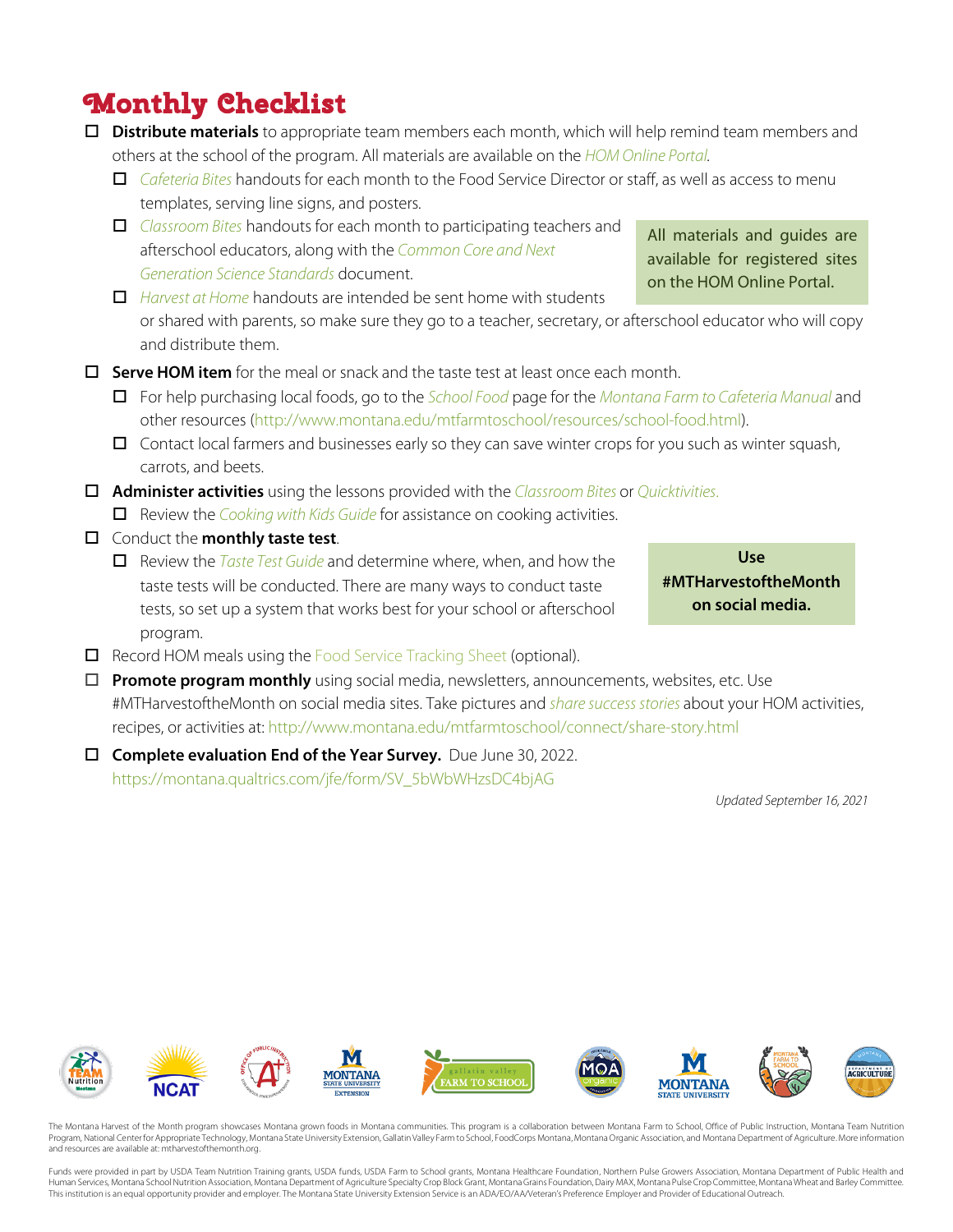# Monthly Checklist

- ☐ **Distribute materials** to appropriate team members each month, which will help remind team members and others at the school of the program. All materials are available on the *HOM Online Portal*.
  - ☐ *Cafeteria Bites* handouts for each month to the Food Service Director or staff, as well as access to menu templates, serving line signs, and posters.
  - ☐ *Classroom Bites* handouts for each month to participating teachers and afterschool educators, along with the *Common Core and Next Generation Science Standards* document.
  - ☐ *Harvest at Home* handouts are intended be sent home with students or shared with parents, so make sure they go to a teacher, secretary, or afterschool educator who will copy and distribute them.

All materials and guides are available for registered sites on the HOM Online Portal.

- ☐ **Serve HOM item** for the meal or snack and the taste test at least once each month.
  - ☐ For help purchasing local foods, go to the *School Food* page for the *Montana Farm to Cafeteria Manual* and other resources (http://www.montana.edu/mtfarmtoschool/resources/school-food.html).
  - ☐ Contact local farmers and businesses early so they can save winter crops for you such as winter squash, carrots, and beets.
- ☐ **Administer activities** using the lessons provided with the *Classroom Bites* or *Quicktivities.*
  - ☐ Review the *Cooking with Kids Guide* for assistance on cooking activities.
- ☐ Conduct the **monthly taste test**.
  - ☐ Review the *Taste Test Guide* and determine where, when, and how the taste tests will be conducted. There are many ways to conduct taste tests, so set up a system that works best for your school or afterschool program.

**Use #MTHarvestoftheMonth on social media.**

- ☐ Record HOM meals using the Food Service Tracking Sheet (optional).
- ☐ **Promote program monthly** using social media, newsletters, announcements, websites, etc. Use #MTHarvestoftheMonth on social media sites. Take pictures and *share success stories* about your HOM activities, recipes, or activities at: http://www.montana.edu/mtfarmtoschool/connect/share-story.html
- ☐ **Complete evaluation End of the Year Survey.** Due June 30, 2022. https://montana.qualtrics.com/jfe/form/SV_5bWbWHzsDC4bjAG

*Updated September 16, 2021*

The Montana Harvest of the Month program showcases Montana grown foods in Montana communities. This program is a collaboration between Montana Farm to School, Office of Public Instruction, Montana Team Nutrition Program, National Center for Appropriate Technology, Montana State University Extension, Gallatin Valley Farm to School, FoodCorps Montana, Montana Organic Association, and Montana Department of Agriculture. More information and resources are available at: mtharvestofthemonth.org.

Funds were provided in part by USDA Team Nutrition Training grants, USDA funds, USDA Farm to School grants, Montana Healthcare Foundation, Northern Pulse Growers Association, Montana Department of Public Health and Human Services, Montana School Nutrition Association, Montana Department of Agriculture Specialty Crop Block Grant, Montana Grains Foundation, Dairy MAX, Montana Pulse Crop Committee, Montana Wheat and Barley Committee. This institution is an equal opportunity provider and employer. The Montana State University Extension Service is an ADA/EO/AA/Veteran's Preference Employer and Provider of Educational Outreach.